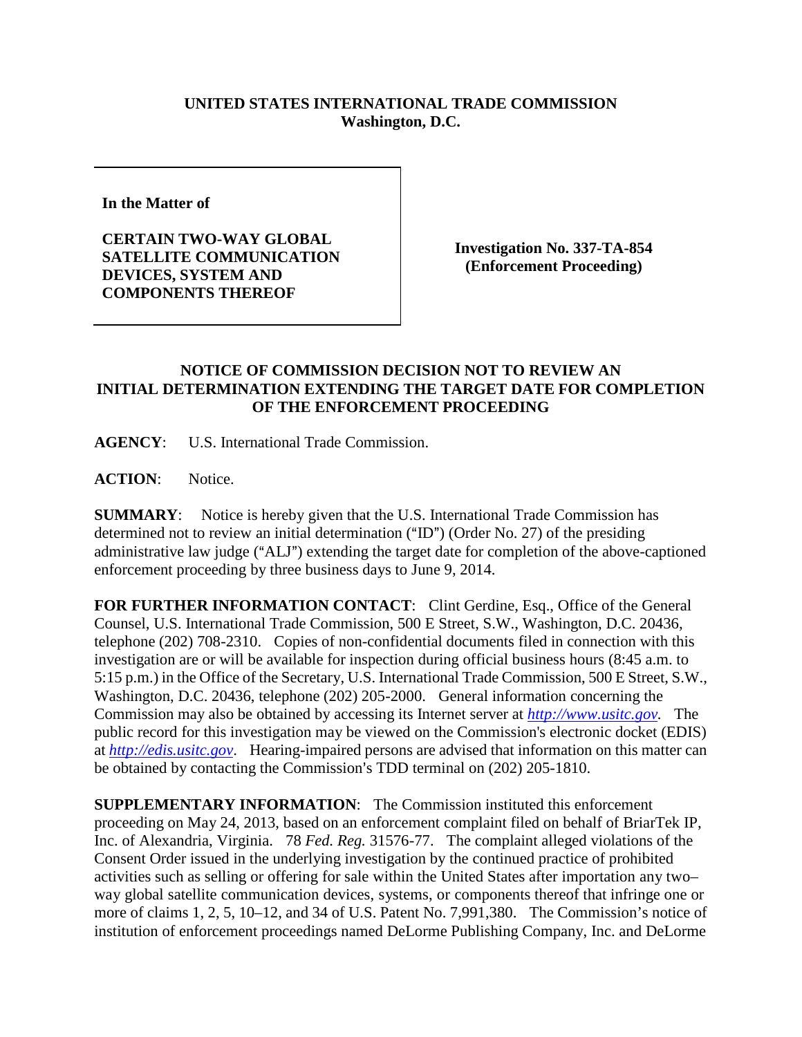**UNITED STATES INTERNATIONAL TRADE COMMISSION**
**Washington, D.C.**

| | |
|---|---|
| **In the Matter of**<br><br>**CERTAIN TWO-WAY GLOBAL SATELLITE COMMUNICATION DEVICES, SYSTEM AND COMPONENTS THEREOF** | **Investigation No. 337-TA-854**<br>**(Enforcement Proceeding)** |

**NOTICE OF COMMISSION DECISION NOT TO REVIEW AN INITIAL DETERMINATION EXTENDING THE TARGET DATE FOR COMPLETION OF THE ENFORCEMENT PROCEEDING**

**AGENCY**: U.S. International Trade Commission.

**ACTION**: Notice.

**SUMMARY**: Notice is hereby given that the U.S. International Trade Commission has determined not to review an initial determination ("ID") (Order No. 27) of the presiding administrative law judge ("ALJ") extending the target date for completion of the above-captioned enforcement proceeding by three business days to June 9, 2014.

**FOR FURTHER INFORMATION CONTACT**: Clint Gerdine, Esq., Office of the General Counsel, U.S. International Trade Commission, 500 E Street, S.W., Washington, D.C. 20436, telephone (202) 708-2310. Copies of non-confidential documents filed in connection with this investigation are or will be available for inspection during official business hours (8:45 a.m. to 5:15 p.m.) in the Office of the Secretary, U.S. International Trade Commission, 500 E Street, S.W., Washington, D.C. 20436, telephone (202) 205-2000. General information concerning the Commission may also be obtained by accessing its Internet server at *http://www.usitc.gov*. The public record for this investigation may be viewed on the Commission's electronic docket (EDIS) at *http://edis.usitc.gov*. Hearing-impaired persons are advised that information on this matter can be obtained by contacting the Commission's TDD terminal on (202) 205-1810.

**SUPPLEMENTARY INFORMATION**: The Commission instituted this enforcement proceeding on May 24, 2013, based on an enforcement complaint filed on behalf of BriarTek IP, Inc. of Alexandria, Virginia. 78 *Fed. Reg.* 31576-77. The complaint alleged violations of the Consent Order issued in the underlying investigation by the continued practice of prohibited activities such as selling or offering for sale within the United States after importation any two–way global satellite communication devices, systems, or components thereof that infringe one or more of claims 1, 2, 5, 10–12, and 34 of U.S. Patent No. 7,991,380. The Commission's notice of institution of enforcement proceedings named DeLorme Publishing Company, Inc. and DeLorme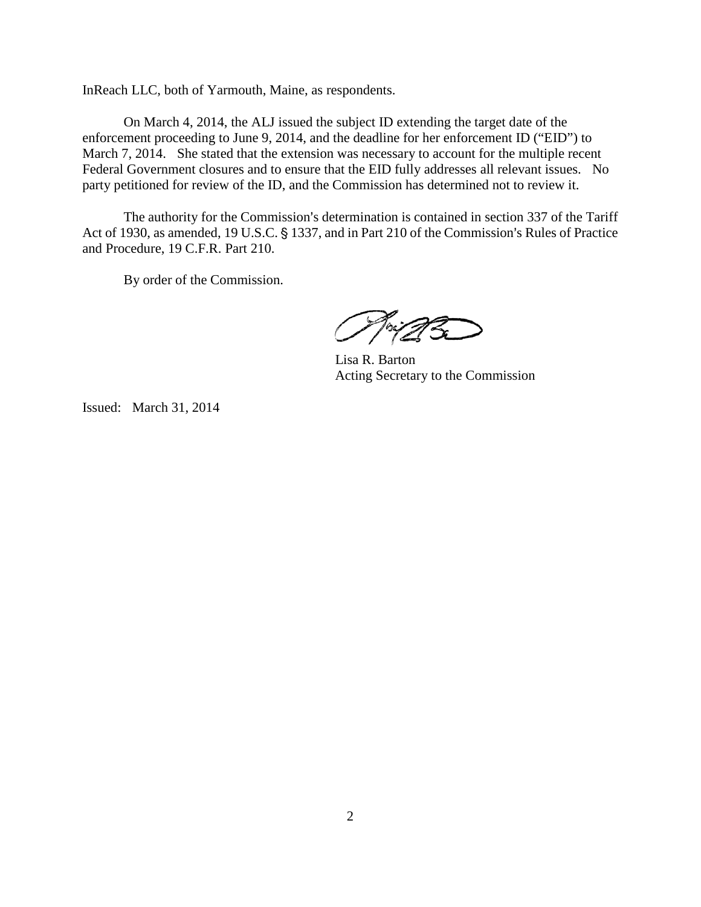InReach LLC, both of Yarmouth, Maine, as respondents.

On March 4, 2014, the ALJ issued the subject ID extending the target date of the enforcement proceeding to June 9, 2014, and the deadline for her enforcement ID ("EID") to March 7, 2014. She stated that the extension was necessary to account for the multiple recent Federal Government closures and to ensure that the EID fully addresses all relevant issues. No party petitioned for review of the ID, and the Commission has determined not to review it.

The authority for the Commission's determination is contained in section 337 of the Tariff Act of 1930, as amended, 19 U.S.C. § 1337, and in Part 210 of the Commission's Rules of Practice and Procedure, 19 C.F.R. Part 210.

By order of the Commission.

Lisa R. Barton
Acting Secretary to the Commission

Issued: March 31, 2014